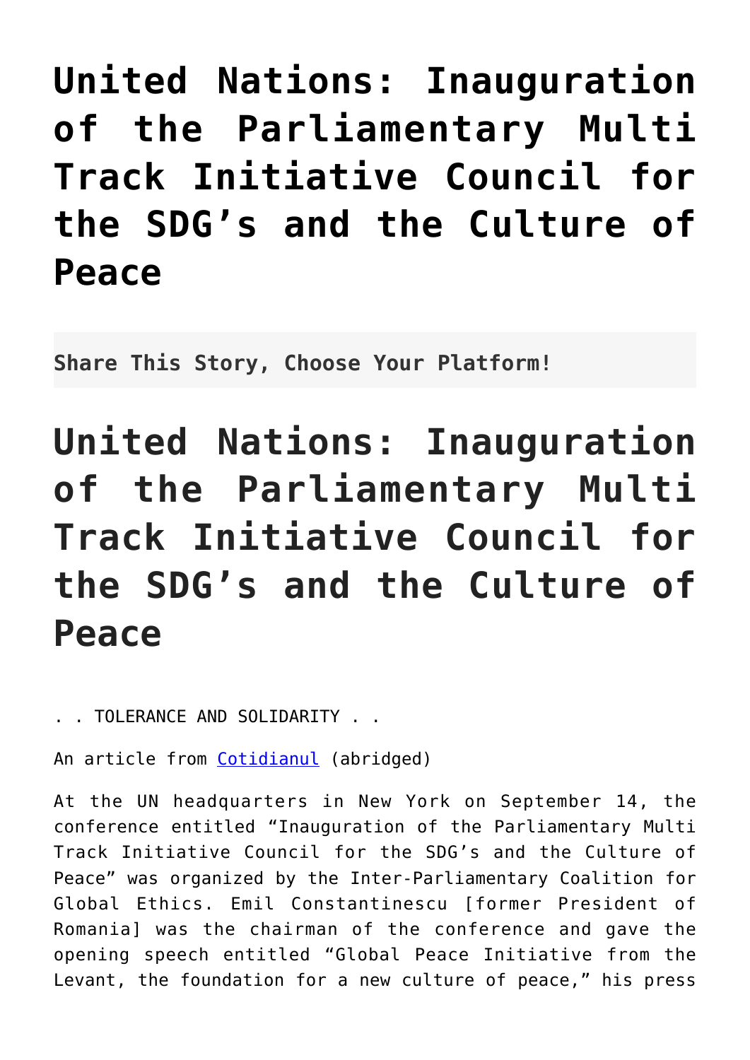# United Nations: Inauguration of the Parliamentary Multi Track Initiative Council for the SDG's and the Culture of Peace

**Share This Story, Choose Your Platform!**

# United Nations: Inauguration of the Parliamentary Multi Track Initiative Council for the SDG's and the Culture of Peace

. . TOLERANCE AND SOLIDARITY . .

An article from Cotidianul (abridged)

At the UN headquarters in New York on September 14, the conference entitled "Inauguration of the Parliamentary Multi Track Initiative Council for the SDG's and the Culture of Peace" was organized by the Inter-Parliamentary Coalition for Global Ethics. Emil Constantinescu [former President of Romania] was the chairman of the conference and gave the opening speech entitled "Global Peace Initiative from the Levant, the foundation for a new culture of peace," his press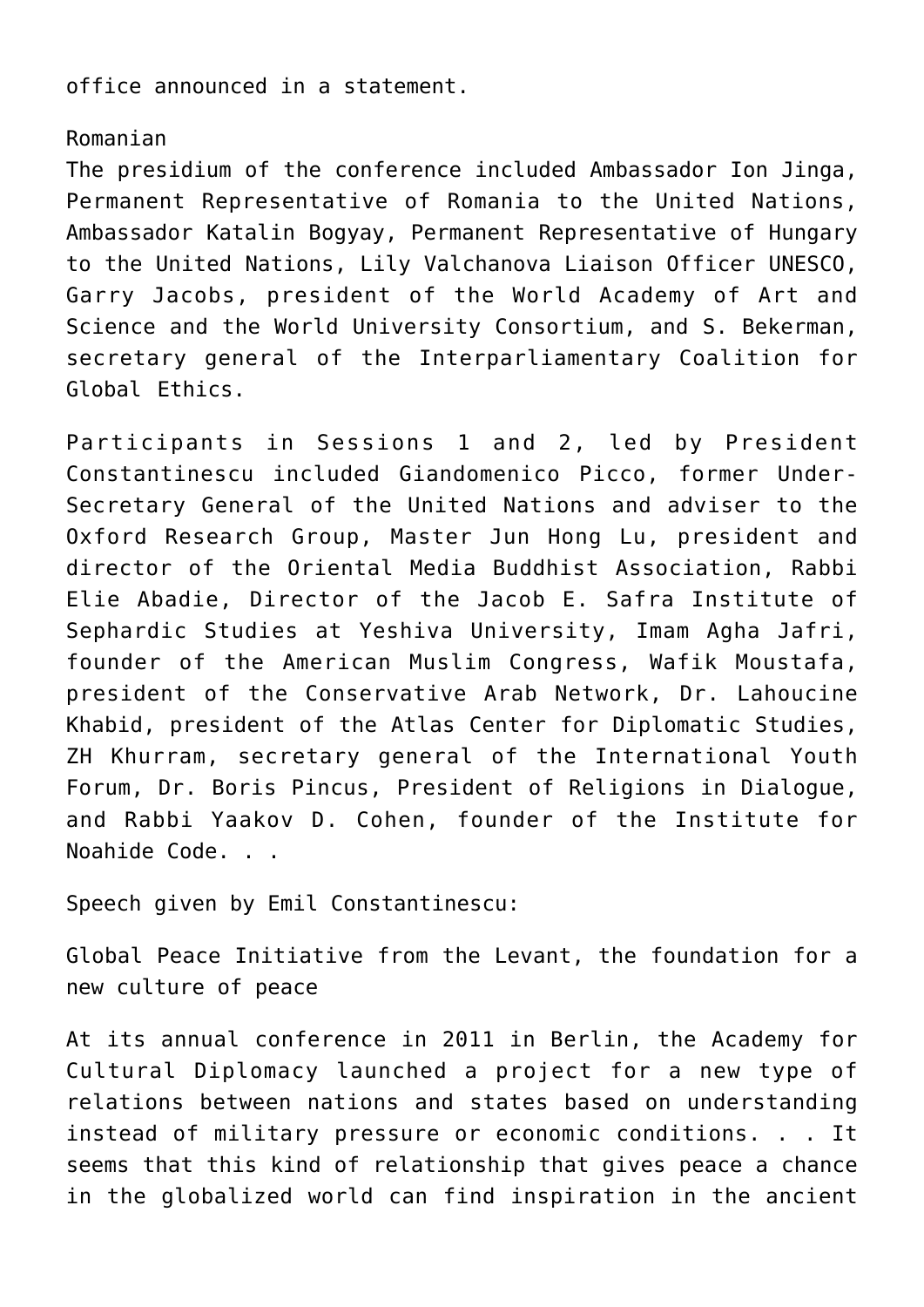office announced in a statement.

Romanian
The presidium of the conference included Ambassador Ion Jinga, Permanent Representative of Romania to the United Nations, Ambassador Katalin Bogyay, Permanent Representative of Hungary to the United Nations, Lily Valchanova Liaison Officer UNESCO, Garry Jacobs, president of the World Academy of Art and Science and the World University Consortium, and S. Bekerman, secretary general of the Interparliamentary Coalition for Global Ethics.

Participants in Sessions 1 and 2, led by President Constantinescu included Giandomenico Picco, former Under-Secretary General of the United Nations and adviser to the Oxford Research Group, Master Jun Hong Lu, president and director of the Oriental Media Buddhist Association, Rabbi Elie Abadie, Director of the Jacob E. Safra Institute of Sephardic Studies at Yeshiva University, Imam Agha Jafri, founder of the American Muslim Congress, Wafik Moustafa, president of the Conservative Arab Network, Dr. Lahoucine Khabid, president of the Atlas Center for Diplomatic Studies, ZH Khurram, secretary general of the International Youth Forum, Dr. Boris Pincus, President of Religions in Dialogue, and Rabbi Yaakov D. Cohen, founder of the Institute for Noahide Code. . .

Speech given by Emil Constantinescu:

Global Peace Initiative from the Levant, the foundation for a new culture of peace

At its annual conference in 2011 in Berlin, the Academy for Cultural Diplomacy launched a project for a new type of relations between nations and states based on understanding instead of military pressure or economic conditions. . . It seems that this kind of relationship that gives peace a chance in the globalized world can find inspiration in the ancient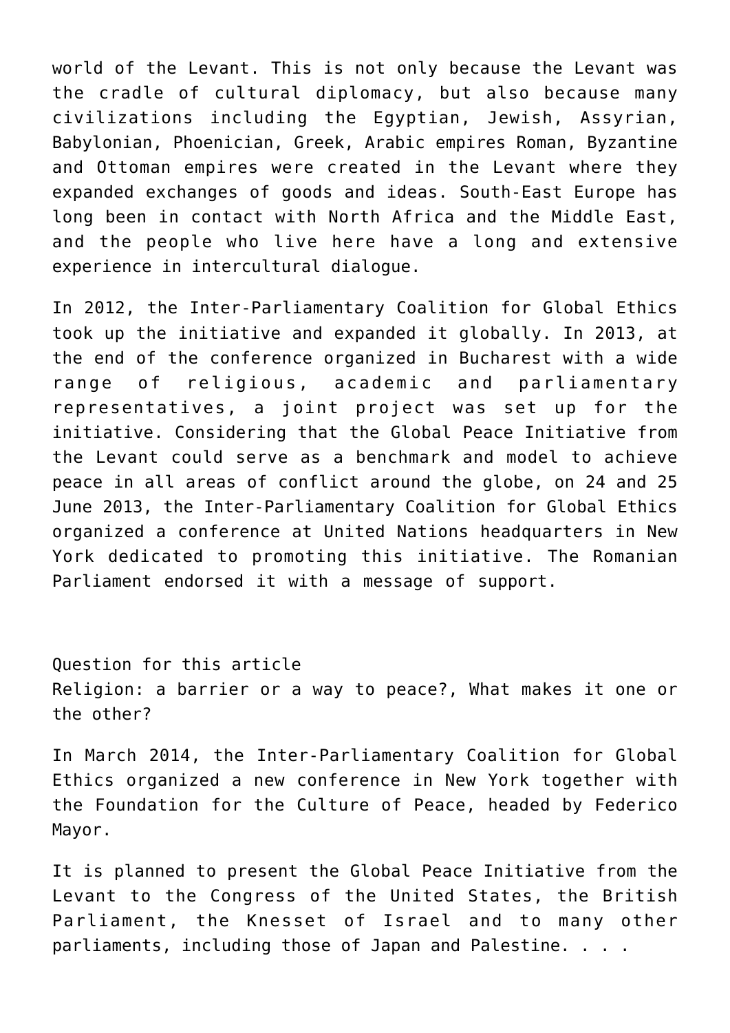world of the Levant. This is not only because the Levant was the cradle of cultural diplomacy, but also because many civilizations including the Egyptian, Jewish, Assyrian, Babylonian, Phoenician, Greek, Arabic empires Roman, Byzantine and Ottoman empires were created in the Levant where they expanded exchanges of goods and ideas. South-East Europe has long been in contact with North Africa and the Middle East, and the people who live here have a long and extensive experience in intercultural dialogue.

In 2012, the Inter-Parliamentary Coalition for Global Ethics took up the initiative and expanded it globally. In 2013, at the end of the conference organized in Bucharest with a wide range of religious, academic and parliamentary representatives, a joint project was set up for the initiative. Considering that the Global Peace Initiative from the Levant could serve as a benchmark and model to achieve peace in all areas of conflict around the globe, on 24 and 25 June 2013, the Inter-Parliamentary Coalition for Global Ethics organized a conference at United Nations headquarters in New York dedicated to promoting this initiative. The Romanian Parliament endorsed it with a message of support.

Question for this article
Religion: a barrier or a way to peace?, What makes it one or the other?

In March 2014, the Inter-Parliamentary Coalition for Global Ethics organized a new conference in New York together with the Foundation for the Culture of Peace, headed by Federico Mayor.

It is planned to present the Global Peace Initiative from the Levant to the Congress of the United States, the British Parliament, the Knesset of Israel and to many other parliaments, including those of Japan and Palestine. . . .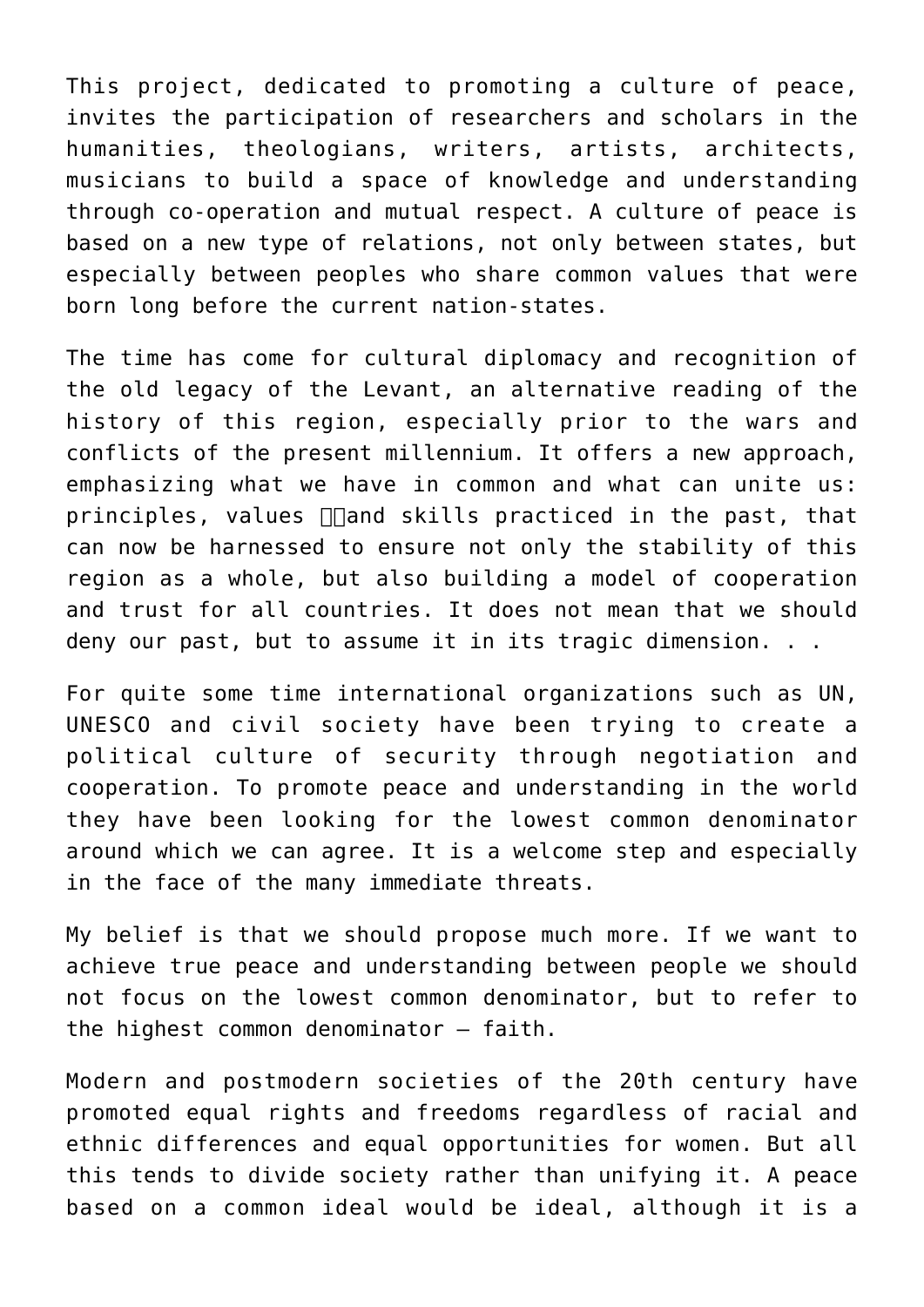This project, dedicated to promoting a culture of peace, invites the participation of researchers and scholars in the humanities, theologians, writers, artists, architects, musicians to build a space of knowledge and understanding through co-operation and mutual respect. A culture of peace is based on a new type of relations, not only between states, but especially between peoples who share common values that were born long before the current nation-states.

The time has come for cultural diplomacy and recognition of the old legacy of the Levant, an alternative reading of the history of this region, especially prior to the wars and conflicts of the present millennium. It offers a new approach, emphasizing what we have in common and what can unite us: principles, values and skills practiced in the past, that can now be harnessed to ensure not only the stability of this region as a whole, but also building a model of cooperation and trust for all countries. It does not mean that we should deny our past, but to assume it in its tragic dimension. . .

For quite some time international organizations such as UN, UNESCO and civil society have been trying to create a political culture of security through negotiation and cooperation. To promote peace and understanding in the world they have been looking for the lowest common denominator around which we can agree. It is a welcome step and especially in the face of the many immediate threats.

My belief is that we should propose much more. If we want to achieve true peace and understanding between people we should not focus on the lowest common denominator, but to refer to the highest common denominator – faith.

Modern and postmodern societies of the 20th century have promoted equal rights and freedoms regardless of racial and ethnic differences and equal opportunities for women. But all this tends to divide society rather than unifying it. A peace based on a common ideal would be ideal, although it is a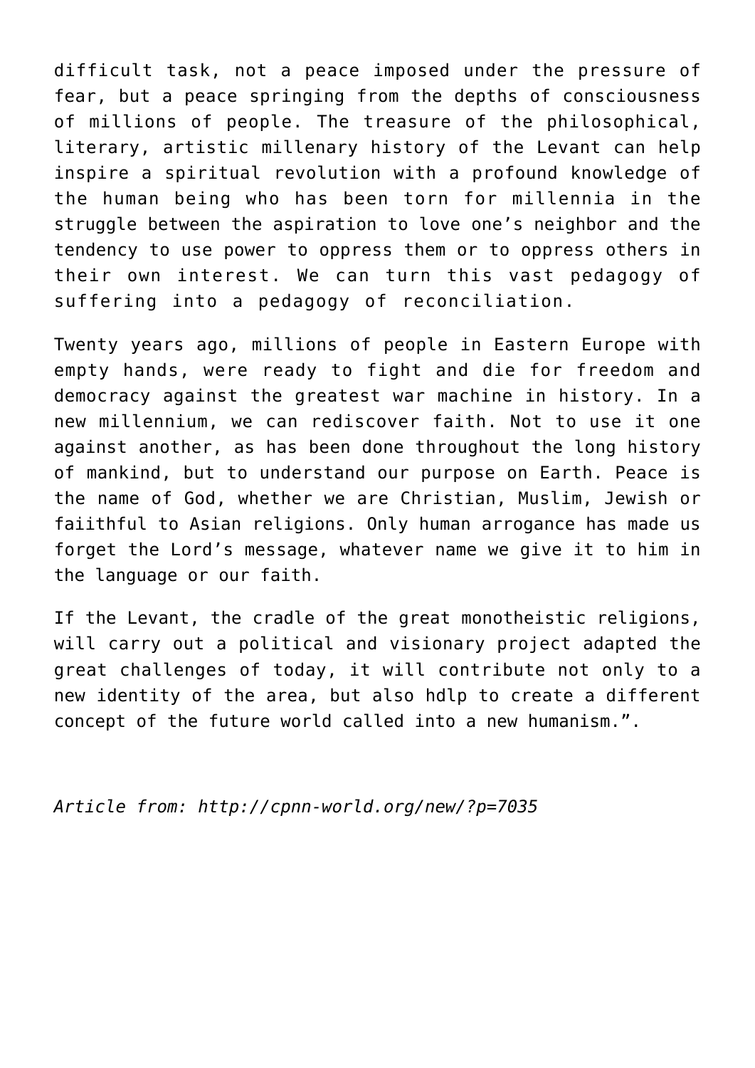difficult task, not a peace imposed under the pressure of fear, but a peace springing from the depths of consciousness of millions of people. The treasure of the philosophical, literary, artistic millenary history of the Levant can help inspire a spiritual revolution with a profound knowledge of the human being who has been torn for millennia in the struggle between the aspiration to love one's neighbor and the tendency to use power to oppress them or to oppress others in their own interest. We can turn this vast pedagogy of suffering into a pedagogy of reconciliation.

Twenty years ago, millions of people in Eastern Europe with empty hands, were ready to fight and die for freedom and democracy against the greatest war machine in history. In a new millennium, we can rediscover faith. Not to use it one against another, as has been done throughout the long history of mankind, but to understand our purpose on Earth. Peace is the name of God, whether we are Christian, Muslim, Jewish or faiithful to Asian religions. Only human arrogance has made us forget the Lord's message, whatever name we give it to him in the language or our faith.

If the Levant, the cradle of the great monotheistic religions, will carry out a political and visionary project adapted the great challenges of today, it will contribute not only to a new identity of the area, but also hdlp to create a different concept of the future world called into a new humanism.".

*Article from: http://cpnn-world.org/new/?p=7035*